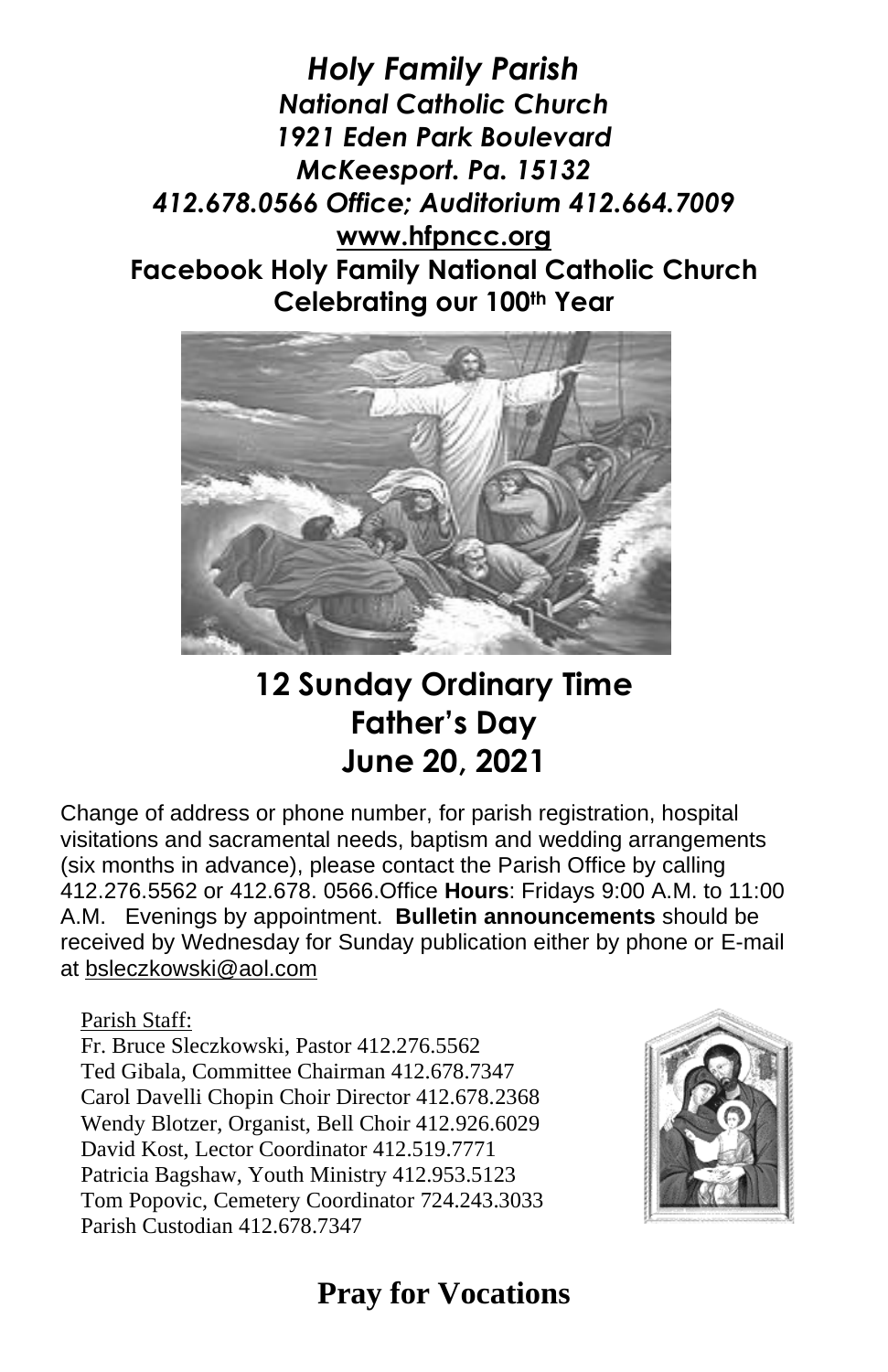# *Holy Family Parish*

***National Catholic Church***
***1921 Eden Park Boulevard***
***McKeesport. Pa. 15132***
***412.678.0566 Office; Auditorium 412.664.7009***
**www.hfpncc.org**
**Facebook Holy Family National Catholic Church**
**Celebrating our 100th Year**

## 12 Sunday Ordinary Time
## Father's Day
## June 20, 2021

Change of address or phone number, for parish registration, hospital visitations and sacramental needs, baptism and wedding arrangements (six months in advance), please contact the Parish Office by calling 412.276.5562 or 412.678. 0566.Office **Hours**: Fridays 9:00 A.M. to 11:00 A.M. Evenings by appointment. **Bulletin announcements** should be received by Wednesday for Sunday publication either by phone or E-mail at bsleczkowski@aol.com

Parish Staff:
Fr. Bruce Sleczkowski, Pastor 412.276.5562
Ted Gibala, Committee Chairman 412.678.7347
Carol Davelli Chopin Choir Director 412.678.2368
Wendy Blotzer, Organist, Bell Choir 412.926.6029
David Kost, Lector Coordinator 412.519.7771
Patricia Bagshaw, Youth Ministry 412.953.5123
Tom Popovic, Cemetery Coordinator 724.243.3033
Parish Custodian 412.678.7347

## Pray for Vocations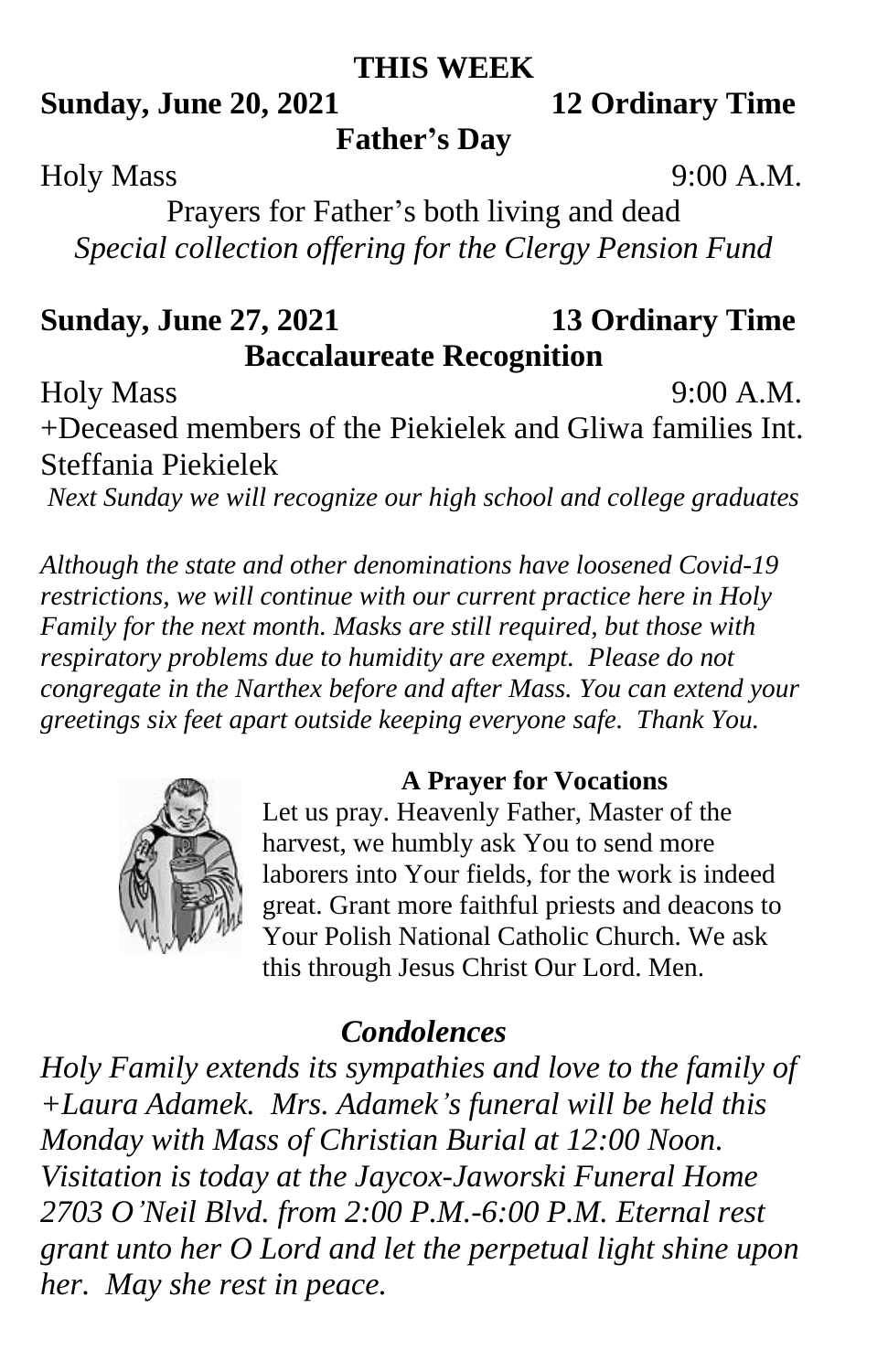## THIS WEEK

**Sunday, June 20, 2021** **12 Ordinary Time**

**Father's Day**

Holy Mass 9:00 A.M.

Prayers for Father's both living and dead

*Special collection offering for the Clergy Pension Fund*

**Sunday, June 27, 2021** **13 Ordinary Time**

**Baccalaureate Recognition**

Holy Mass 9:00 A.M.

+Deceased members of the Piekielek and Gliwa families Int. Steffania Piekielek

*Next Sunday we will recognize our high school and college graduates*

*Although the state and other denominations have loosened Covid-19 restrictions, we will continue with our current practice here in Holy Family for the next month. Masks are still required, but those with respiratory problems due to humidity are exempt. Please do not congregate in the Narthex before and after Mass. You can extend your greetings six feet apart outside keeping everyone safe. Thank You.*

**A Prayer for Vocations**

Let us pray. Heavenly Father, Master of the harvest, we humbly ask You to send more laborers into Your fields, for the work is indeed great. Grant more faithful priests and deacons to Your Polish National Catholic Church. We ask this through Jesus Christ Our Lord. Men.

## *Condolences*

*Holy Family extends its sympathies and love to the family of +Laura Adamek. Mrs. Adamek's funeral will be held this Monday with Mass of Christian Burial at 12:00 Noon. Visitation is today at the Jaycox-Jaworski Funeral Home 2703 O'Neil Blvd. from 2:00 P.M.-6:00 P.M. Eternal rest grant unto her O Lord and let the perpetual light shine upon her. May she rest in peace.*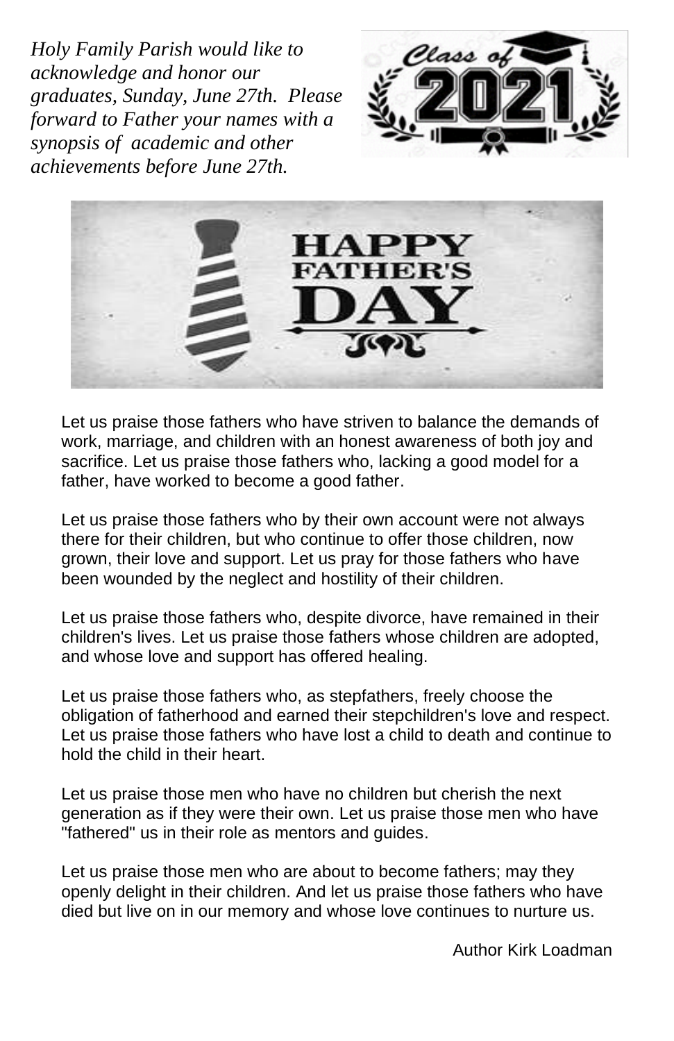*Holy Family Parish would like to acknowledge and honor our graduates, Sunday, June 27th. Please forward to Father your names with a synopsis of academic and other achievements before June 27th.*

Let us praise those fathers who have striven to balance the demands of work, marriage, and children with an honest awareness of both joy and sacrifice. Let us praise those fathers who, lacking a good model for a father, have worked to become a good father.

Let us praise those fathers who by their own account were not always there for their children, but who continue to offer those children, now grown, their love and support. Let us pray for those fathers who have been wounded by the neglect and hostility of their children.

Let us praise those fathers who, despite divorce, have remained in their children's lives. Let us praise those fathers whose children are adopted, and whose love and support has offered healing.

Let us praise those fathers who, as stepfathers, freely choose the obligation of fatherhood and earned their stepchildren's love and respect. Let us praise those fathers who have lost a child to death and continue to hold the child in their heart.

Let us praise those men who have no children but cherish the next generation as if they were their own. Let us praise those men who have "fathered" us in their role as mentors and guides.

Let us praise those men who are about to become fathers; may they openly delight in their children. And let us praise those fathers who have died but live on in our memory and whose love continues to nurture us.

Author Kirk Loadman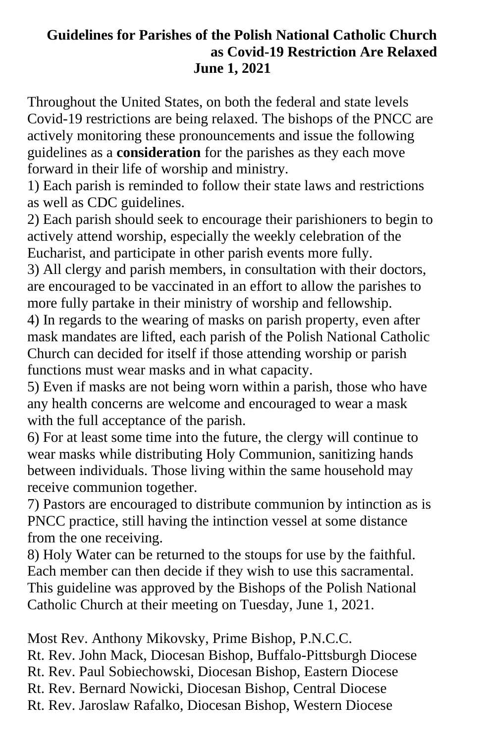# Guidelines for Parishes of the Polish National Catholic Church as Covid-19 Restriction Are Relaxed

**June 1, 2021**

Throughout the United States, on both the federal and state levels Covid-19 restrictions are being relaxed. The bishops of the PNCC are actively monitoring these pronouncements and issue the following guidelines as a **consideration** for the parishes as they each move forward in their life of worship and ministry.

1) Each parish is reminded to follow their state laws and restrictions as well as CDC guidelines.

2) Each parish should seek to encourage their parishioners to begin to actively attend worship, especially the weekly celebration of the Eucharist, and participate in other parish events more fully.

3) All clergy and parish members, in consultation with their doctors, are encouraged to be vaccinated in an effort to allow the parishes to more fully partake in their ministry of worship and fellowship.

4) In regards to the wearing of masks on parish property, even after mask mandates are lifted, each parish of the Polish National Catholic Church can decided for itself if those attending worship or parish functions must wear masks and in what capacity.

5) Even if masks are not being worn within a parish, those who have any health concerns are welcome and encouraged to wear a mask with the full acceptance of the parish.

6) For at least some time into the future, the clergy will continue to wear masks while distributing Holy Communion, sanitizing hands between individuals. Those living within the same household may receive communion together.

7) Pastors are encouraged to distribute communion by intinction as is PNCC practice, still having the intinction vessel at some distance from the one receiving.

8) Holy Water can be returned to the stoups for use by the faithful. Each member can then decide if they wish to use this sacramental.

This guideline was approved by the Bishops of the Polish National Catholic Church at their meeting on Tuesday, June 1, 2021.

Most Rev. Anthony Mikovsky, Prime Bishop, P.N.C.C.
Rt. Rev. John Mack, Diocesan Bishop, Buffalo-Pittsburgh Diocese
Rt. Rev. Paul Sobiechowski, Diocesan Bishop, Eastern Diocese
Rt. Rev. Bernard Nowicki, Diocesan Bishop, Central Diocese
Rt. Rev. Jaroslaw Rafalko, Diocesan Bishop, Western Diocese